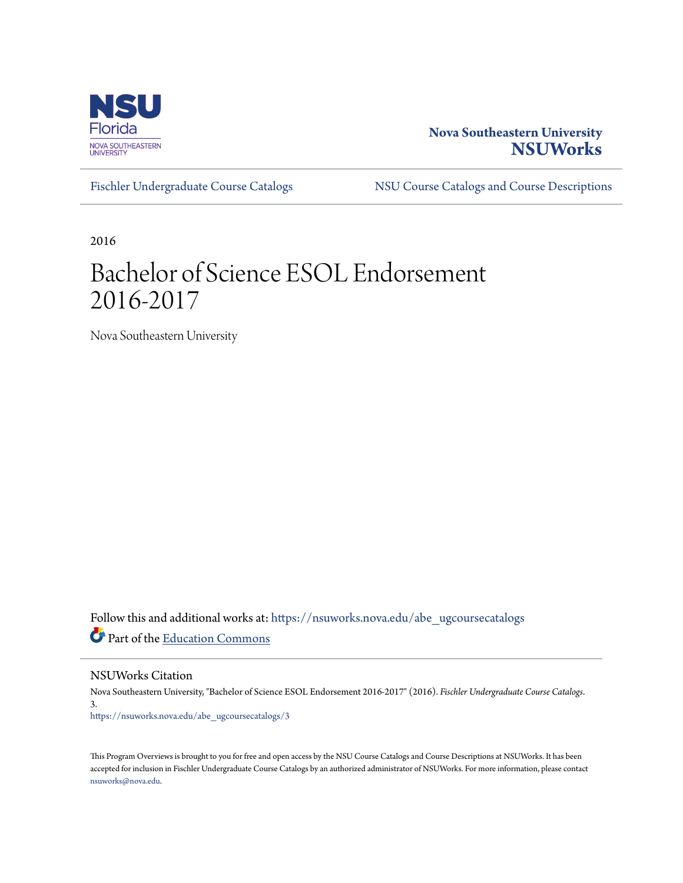Nova Southeastern University
**NSUWorks**

Fischler Undergraduate Course Catalogs | NSU Course Catalogs and Course Descriptions

2016

# Bachelor of Science ESOL Endorsement 2016-2017

Nova Southeastern University

Follow this and additional works at: https://nsuworks.nova.edu/abe_ugcoursecatalogs

Part of the Education Commons

## NSUWorks Citation

Nova Southeastern University, "Bachelor of Science ESOL Endorsement 2016-2017" (2016). *Fischler Undergraduate Course Catalogs*. 3.
https://nsuworks.nova.edu/abe_ugcoursecatalogs/3

This Program Overviews is brought to you for free and open access by the NSU Course Catalogs and Course Descriptions at NSUWorks. It has been accepted for inclusion in Fischler Undergraduate Course Catalogs by an authorized administrator of NSUWorks. For more information, please contact nsuworks@nova.edu.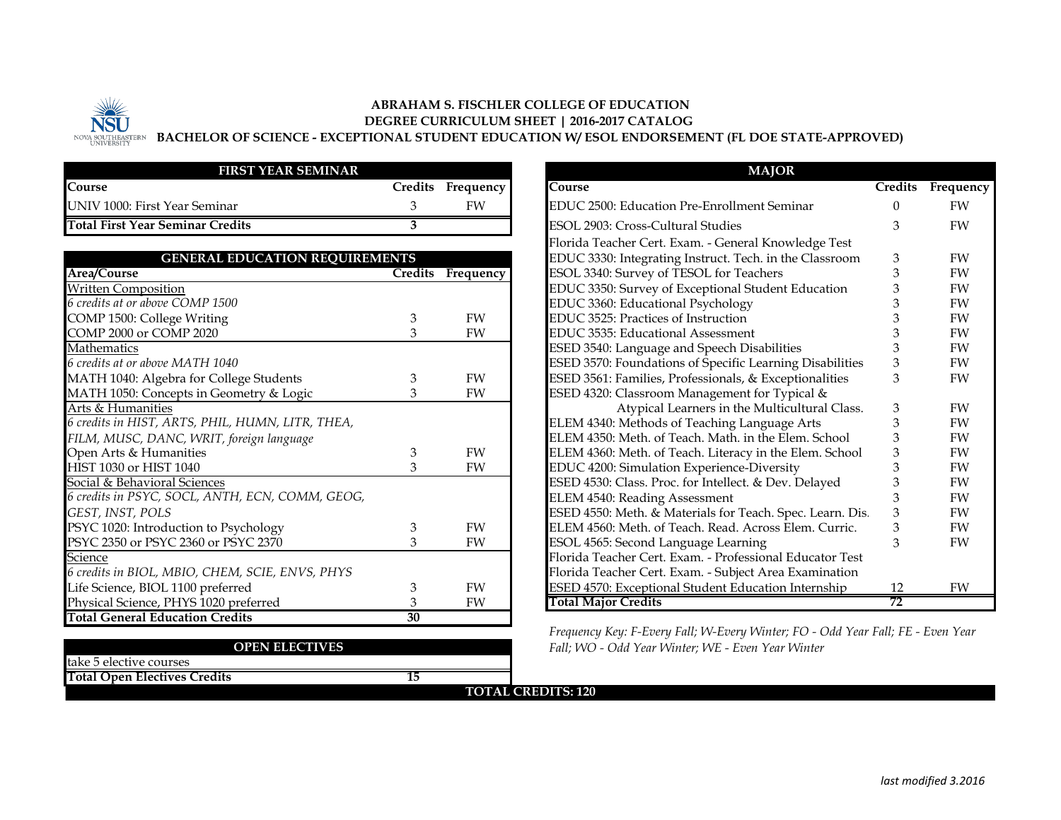# ABRAHAM S. FISCHLER COLLEGE OF EDUCATION

## DEGREE CURRICULUM SHEET | 2016-2017 CATALOG

## BACHELOR OF SCIENCE - EXCEPTIONAL STUDENT EDUCATION W/ ESOL ENDORSEMENT (FL DOE STATE-APPROVED)

### FIRST YEAR SEMINAR

| Course | Credits | Frequency |
|---|---|---|
| UNIV 1000: First Year Seminar | 3 | FW |
| **Total First Year Seminar Credits** | **3** | |

### GENERAL EDUCATION REQUIREMENTS

| Area/Course | Credits | Frequency |
|---|---|---|
| Written Composition | | |
| *6 credits at or above COMP 1500* | | |
| COMP 1500: College Writing | 3 | FW |
| COMP 2000 or COMP 2020 | 3 | FW |
| Mathematics | | |
| *6 credits at or above MATH 1040* | | |
| MATH 1040: Algebra for College Students | 3 | FW |
| MATH 1050: Concepts in Geometry & Logic | 3 | FW |
| Arts & Humanities | | |
| *6 credits in HIST, ARTS, PHIL, HUMN, LITR, THEA, FILM, MUSC, DANC, WRIT, foreign language* | | |
| Open Arts & Humanities | 3 | FW |
| HIST 1030 or HIST 1040 | 3 | FW |
| Social & Behavioral Sciences | | |
| *6 credits in PSYC, SOCL, ANTH, ECN, COMM, GEOG, GEST, INST, POLS* | | |
| PSYC 1020: Introduction to Psychology | 3 | FW |
| PSYC 2350 or PSYC 2360 or PSYC 2370 | 3 | FW |
| Science | | |
| *6 credits in BIOL, MBIO, CHEM, SCIE, ENVS, PHYS* | | |
| Life Science, BIOL 1100 preferred | 3 | FW |
| Physical Science, PHYS 1020 preferred | 3 | FW |
| **Total General Education Credits** | **30** | |

### OPEN ELECTIVES

| | |
|---|---|
| take 5 elective courses | |
| **Total Open Electives Credits** | **15** |

### MAJOR

| Course | Credits | Frequency |
|---|---|---|
| EDUC 2500: Education Pre-Enrollment Seminar | 0 | FW |
| ESOL 2903: Cross-Cultural Studies | 3 | FW |
| Florida Teacher Cert. Exam. - General Knowledge Test | | |
| EDUC 3330: Integrating Instruct. Tech. in the Classroom | 3 | FW |
| ESOL 3340: Survey of TESOL for Teachers | 3 | FW |
| EDUC 3350: Survey of Exceptional Student Education | 3 | FW |
| EDUC 3360: Educational Psychology | 3 | FW |
| EDUC 3525: Practices of Instruction | 3 | FW |
| EDUC 3535: Educational Assessment | 3 | FW |
| ESED 3540: Language and Speech Disabilities | 3 | FW |
| ESED 3570: Foundations of Specific Learning Disabilities | 3 | FW |
| ESED 3561: Families, Professionals, & Exceptionalities | 3 | FW |
| ESED 4320: Classroom Management for Typical & Atypical Learners in the Multicultural Class. | 3 | FW |
| ELEM 4340: Methods of Teaching Language Arts | 3 | FW |
| ELEM 4350: Meth. of Teach. Math. in the Elem. School | 3 | FW |
| ELEM 4360: Meth. of Teach. Literacy in the Elem. School | 3 | FW |
| EDUC 4200: Simulation Experience-Diversity | 3 | FW |
| ESED 4530: Class. Proc. for Intellect. & Dev. Delayed | 3 | FW |
| ELEM 4540: Reading Assessment | 3 | FW |
| ESED 4550: Meth. & Materials for Teach. Spec. Learn. Dis. | 3 | FW |
| ELEM 4560: Meth. of Teach. Read. Across Elem. Curric. | 3 | FW |
| ESOL 4565: Second Language Learning | 3 | FW |
| Florida Teacher Cert. Exam. - Professional Educator Test | | |
| Florida Teacher Cert. Exam. - Subject Area Examination | | |
| ESED 4570: Exceptional Student Education Internship | 12 | FW |
| **Total Major Credits** | **72** | |

*Frequency Key: F-Every Fall; W-Every Winter; FO - Odd Year Fall; FE - Even Year Fall; WO - Odd Year Winter; WE - Even Year Winter*

**TOTAL CREDITS: 120**

*last modified 3.2016*